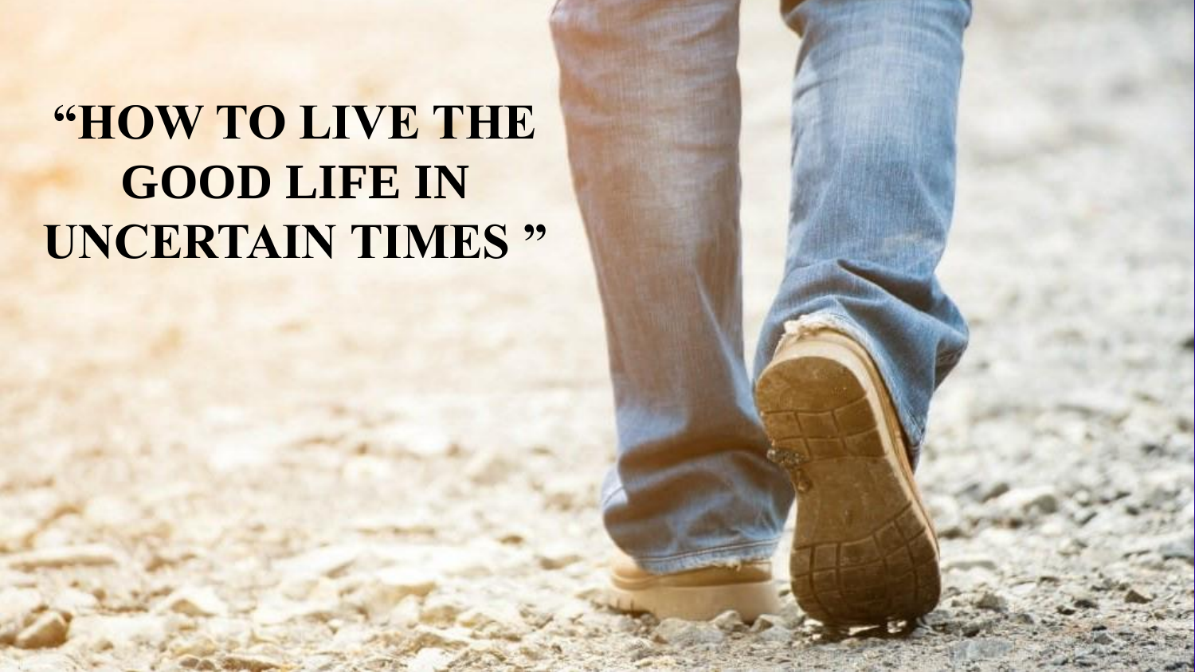# "HOW TO LIVE THE GOOD LIFE IN UNCERTAIN TIMES "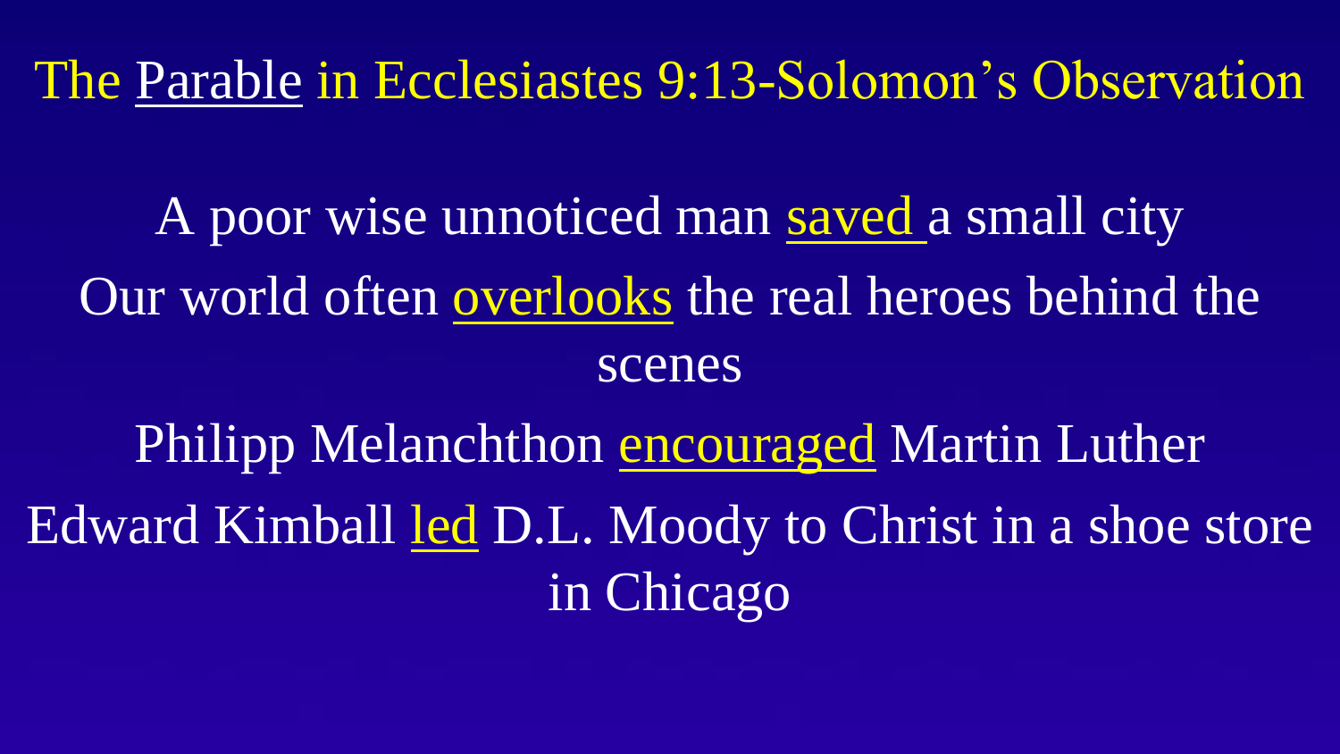# The Parable in Ecclesiastes 9:13-Solomon's Observation

A poor wise unnoticed man saved a small city

Our world often overlooks the real heroes behind the scenes

Philipp Melanchthon encouraged Martin Luther

Edward Kimball led D.L. Moody to Christ in a shoe store in Chicago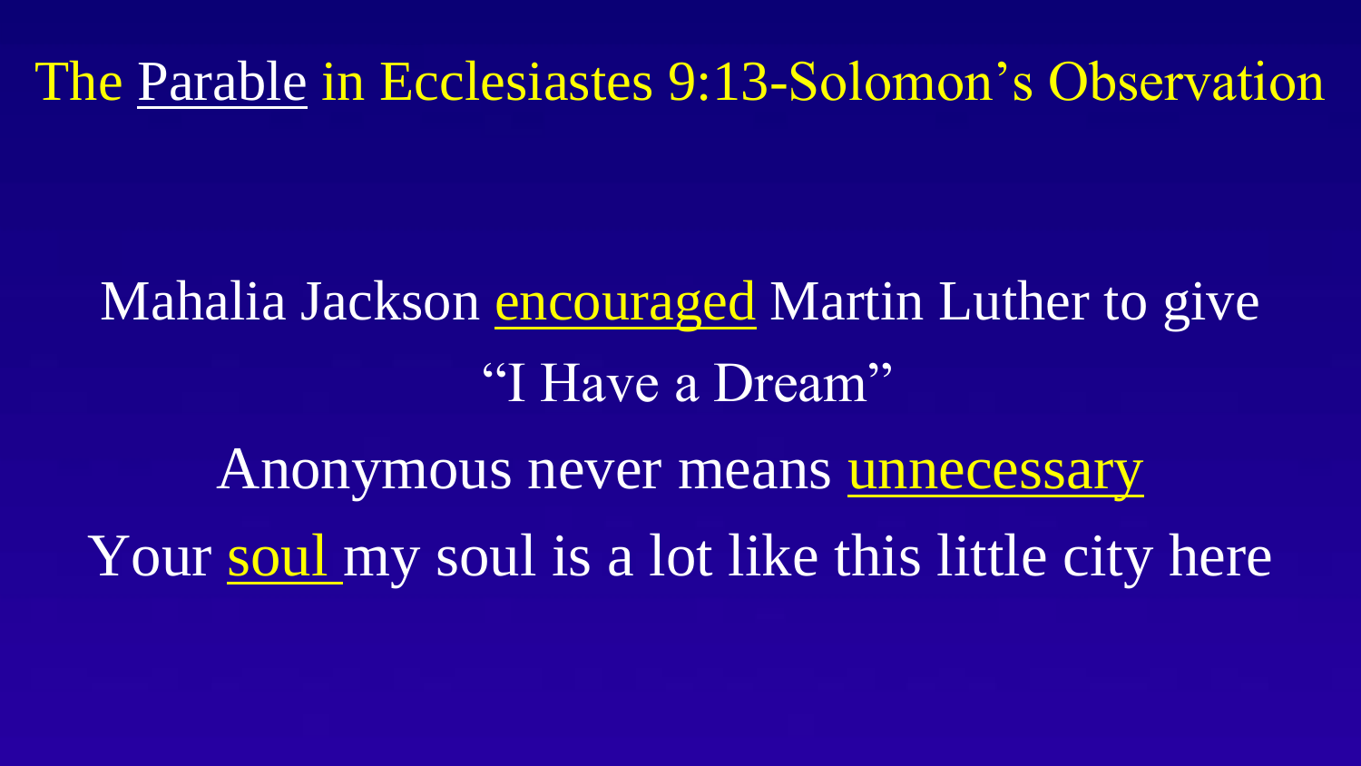# The Parable in Ecclesiastes 9:13-Solomon's Observation

Mahalia Jackson encouraged Martin Luther to give "I Have a Dream"

Anonymous never means unnecessary

Your soul my soul is a lot like this little city here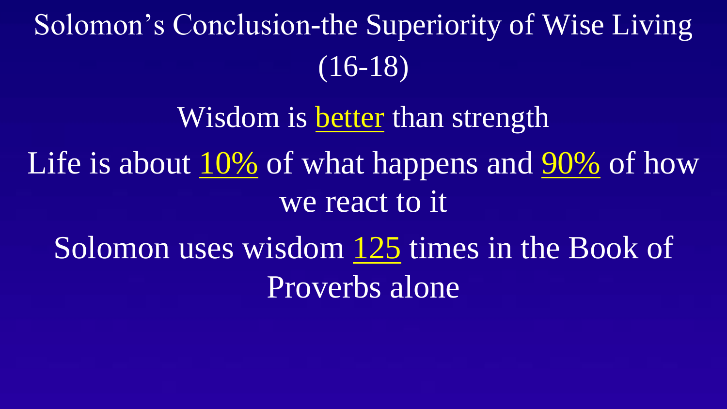# Solomon's Conclusion-the Superiority of Wise Living (16-18)

Wisdom is better than strength

Life is about 10% of what happens and 90% of how we react to it

Solomon uses wisdom 125 times in the Book of Proverbs alone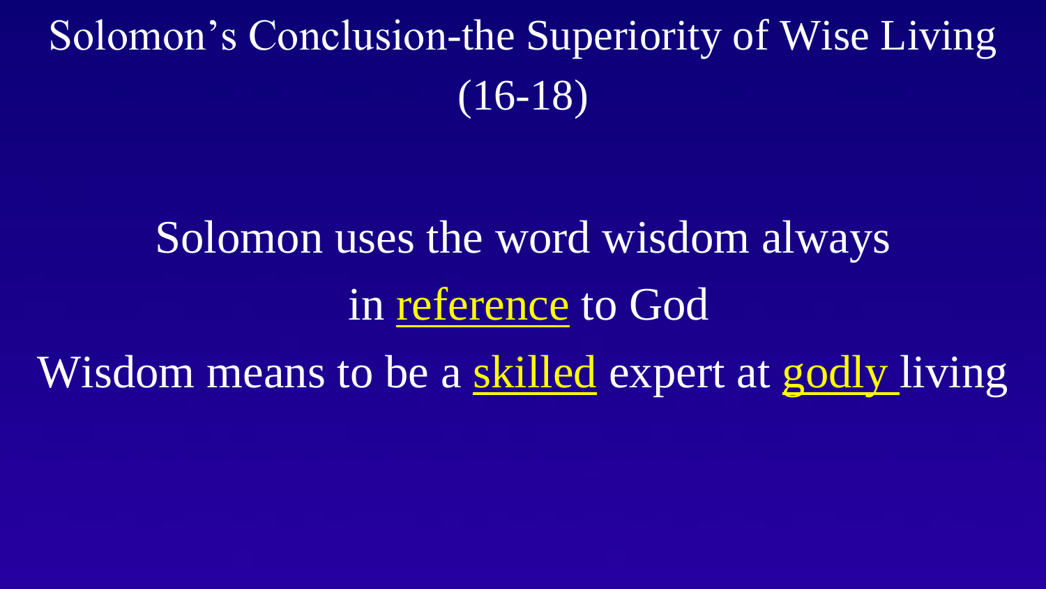# Solomon's Conclusion-the Superiority of Wise Living (16-18)

Solomon uses the word wisdom always in reference to God

Wisdom means to be a skilled expert at godly living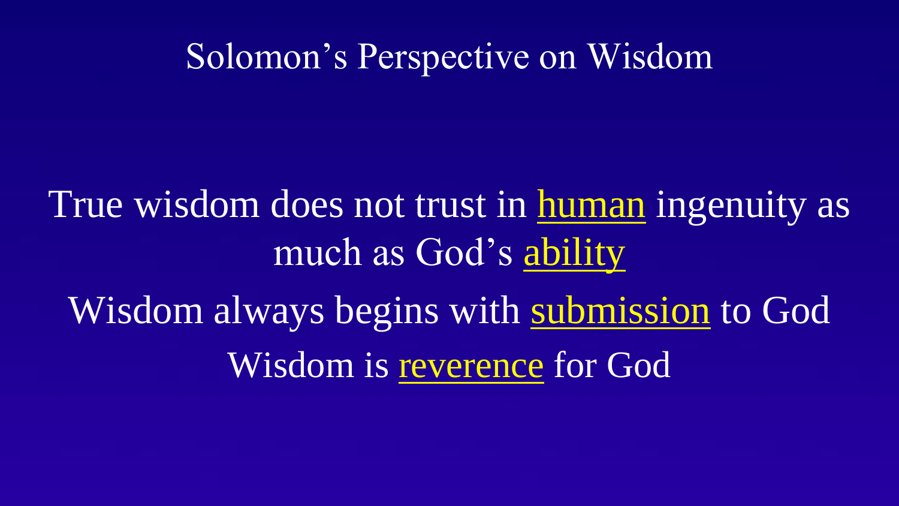# Solomon's Perspective on Wisdom

True wisdom does not trust in human ingenuity as much as God's ability

Wisdom always begins with submission to God

Wisdom is reverence for God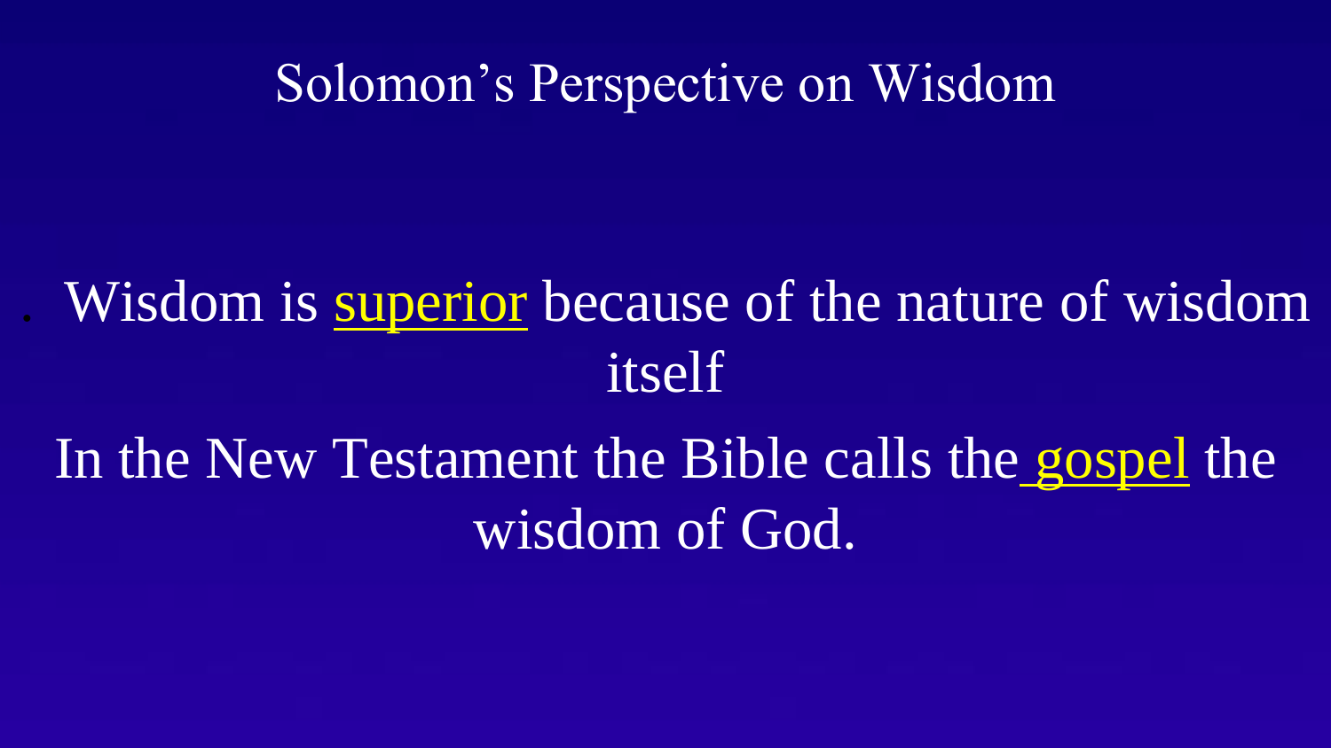# Solomon's Perspective on Wisdom

- Wisdom is superior because of the nature of wisdom itself

In the New Testament the Bible calls the gospel the wisdom of God.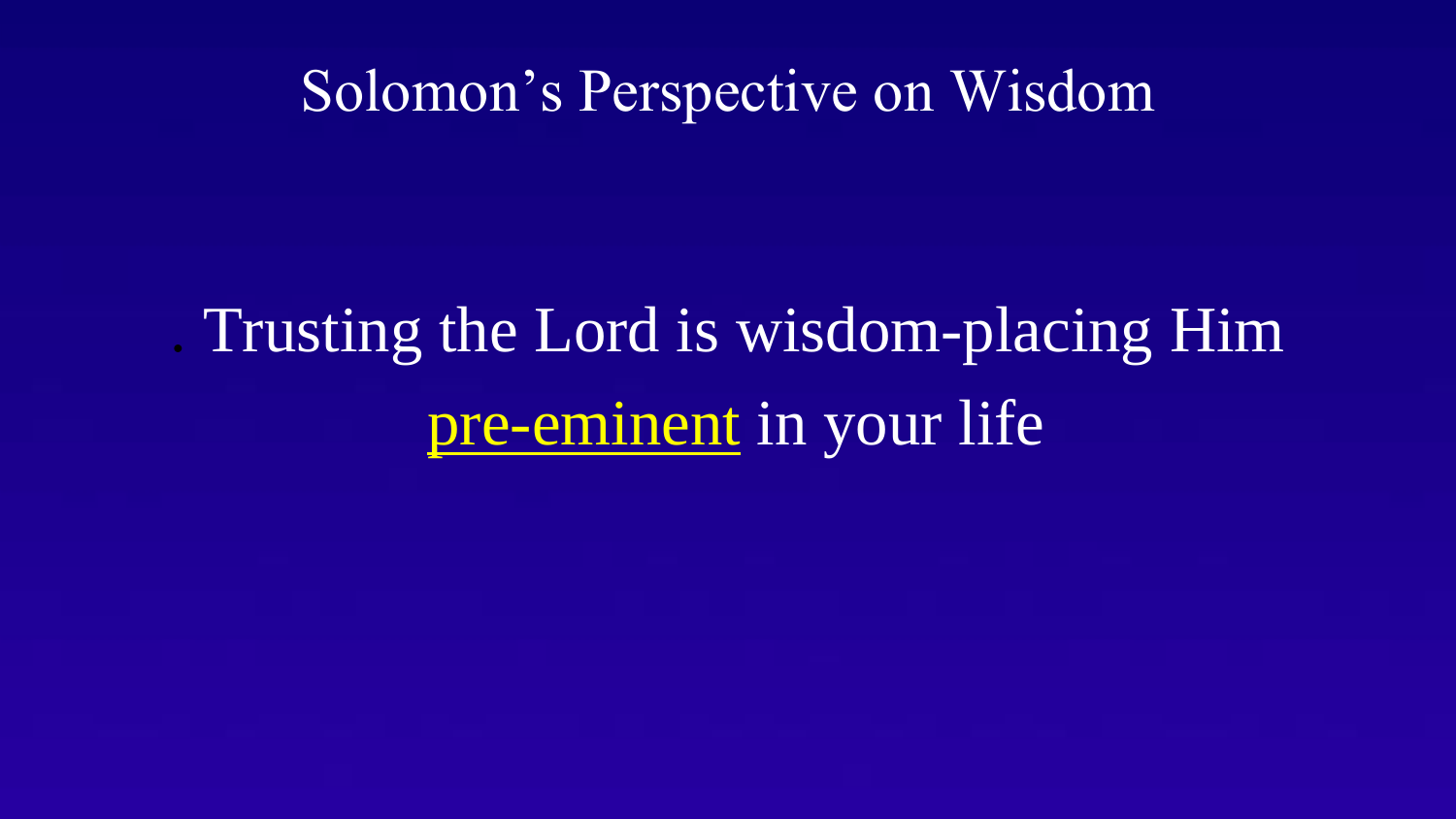# Solomon's Perspective on Wisdom

- Trusting the Lord is wisdom-placing Him pre-eminent in your life